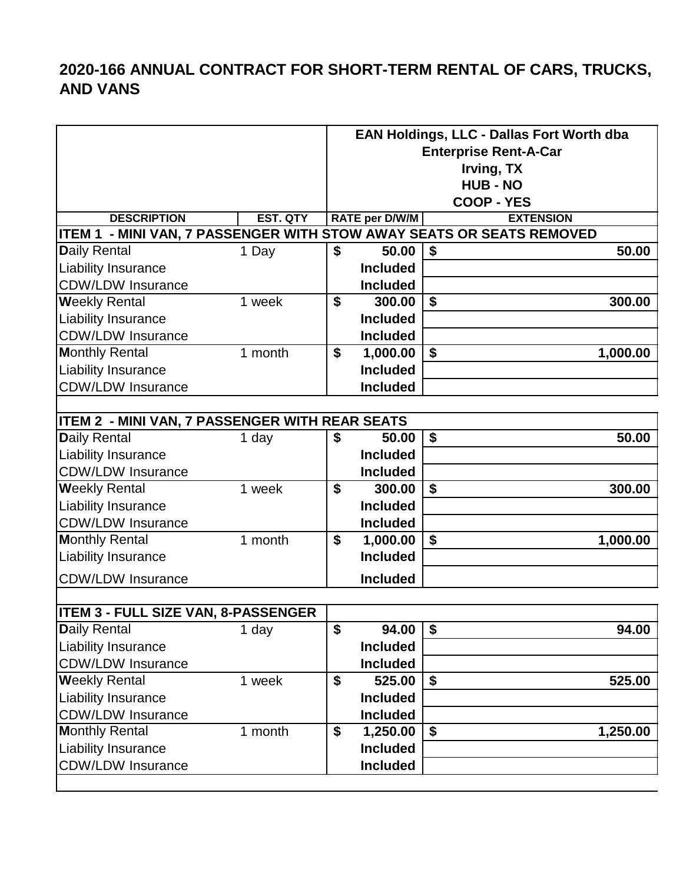# 2020-166 ANNUAL CONTRACT FOR SHORT-TERM RENTAL OF CARS, TRUCKS, AND VANS

| | | EAN Holdings, LLC - Dallas Fort Worth dba Enterprise Rent-A-Car Irving, TX HUB - NO COOP - YES | |
|---|---|---|---|
| **DESCRIPTION** | **EST. QTY** | **RATE per D/W/M** | **EXTENSION** |
| **ITEM 1 - MINI VAN, 7 PASSENGER WITH STOW AWAY SEATS OR SEATS REMOVED** | | | |
| **D**aily Rental | 1 Day | $ 50.00 | $ 50.00 |
| Liability Insurance | | Included | |
| CDW/LDW Insurance | | Included | |
| **W**eekly Rental | 1 week | $ 300.00 | $ 300.00 |
| Liability Insurance | | Included | |
| CDW/LDW Insurance | | Included | |
| **M**onthly Rental | 1 month | $ 1,000.00 | $ 1,000.00 |
| Liability Insurance | | Included | |
| CDW/LDW Insurance | | Included | |
| | | | |
| **ITEM 2 - MINI VAN, 7 PASSENGER WITH REAR SEATS** | | | |
| **D**aily Rental | 1 day | $ 50.00 | $ 50.00 |
| Liability Insurance | | Included | |
| CDW/LDW Insurance | | Included | |
| **W**eekly Rental | 1 week | $ 300.00 | $ 300.00 |
| Liability Insurance | | Included | |
| CDW/LDW Insurance | | Included | |
| **M**onthly Rental | 1 month | $ 1,000.00 | $ 1,000.00 |
| Liability Insurance | | Included | |
| CDW/LDW Insurance | | Included | |
| | | | |
| **ITEM 3 - FULL SIZE VAN, 8-PASSENGER** | | | |
| **D**aily Rental | 1 day | $ 94.00 | $ 94.00 |
| Liability Insurance | | Included | |
| CDW/LDW Insurance | | Included | |
| **W**eekly Rental | 1 week | $ 525.00 | $ 525.00 |
| Liability Insurance | | Included | |
| CDW/LDW Insurance | | Included | |
| **M**onthly Rental | 1 month | $ 1,250.00 | $ 1,250.00 |
| Liability Insurance | | Included | |
| CDW/LDW Insurance | | Included | |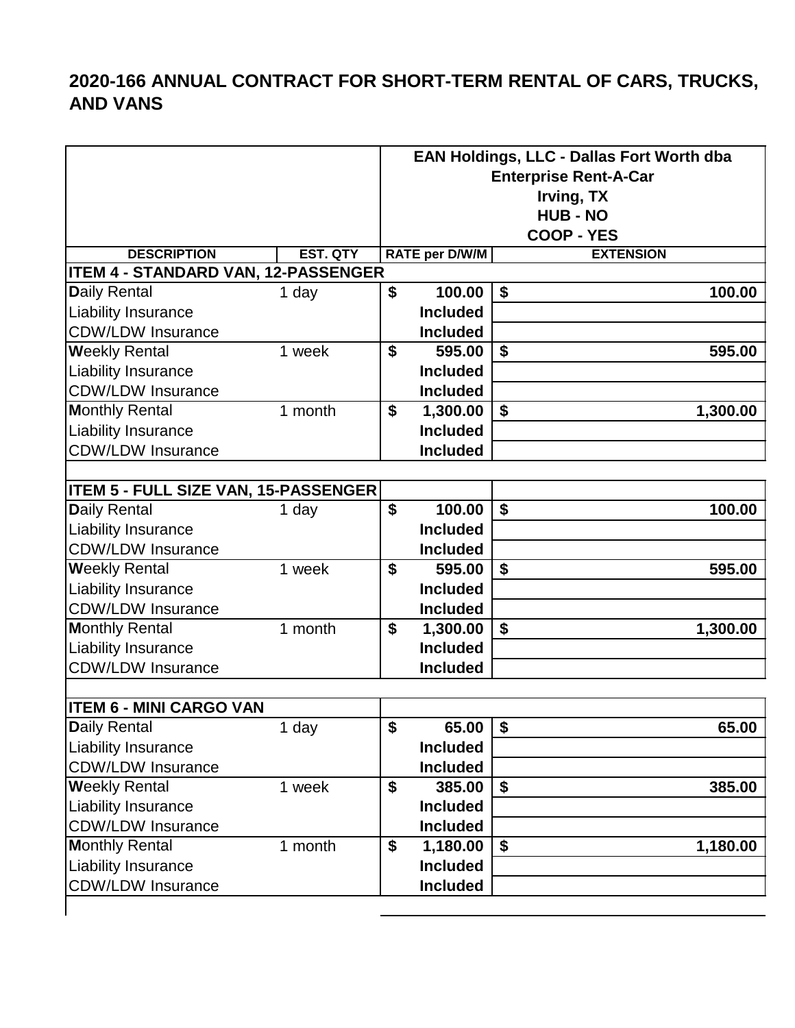## 2020-166 ANNUAL CONTRACT FOR SHORT-TERM RENTAL OF CARS, TRUCKS, AND VANS

| | | EAN Holdings, LLC - Dallas Fort Worth dba Enterprise Rent-A-Car Irving, TX HUB - NO COOP - YES | |
|---|---|---|---|
| **DESCRIPTION** | **EST. QTY** | **RATE per D/W/M** | **EXTENSION** |
| **ITEM 4 - STANDARD VAN, 12-PASSENGER** | | | |
| Daily Rental | 1 day | $ 100.00 | $ 100.00 |
| Liability Insurance | | Included | |
| CDW/LDW Insurance | | Included | |
| Weekly Rental | 1 week | $ 595.00 | $ 595.00 |
| Liability Insurance | | Included | |
| CDW/LDW Insurance | | Included | |
| Monthly Rental | 1 month | $ 1,300.00 | $ 1,300.00 |
| Liability Insurance | | Included | |
| CDW/LDW Insurance | | Included | |
| **ITEM 5 - FULL SIZE VAN, 15-PASSENGER** | | | |
| Daily Rental | 1 day | $ 100.00 | $ 100.00 |
| Liability Insurance | | Included | |
| CDW/LDW Insurance | | Included | |
| Weekly Rental | 1 week | $ 595.00 | $ 595.00 |
| Liability Insurance | | Included | |
| CDW/LDW Insurance | | Included | |
| Monthly Rental | 1 month | $ 1,300.00 | $ 1,300.00 |
| Liability Insurance | | Included | |
| CDW/LDW Insurance | | Included | |
| **ITEM 6 - MINI CARGO VAN** | | | |
| Daily Rental | 1 day | $ 65.00 | $ 65.00 |
| Liability Insurance | | Included | |
| CDW/LDW Insurance | | Included | |
| Weekly Rental | 1 week | $ 385.00 | $ 385.00 |
| Liability Insurance | | Included | |
| CDW/LDW Insurance | | Included | |
| Monthly Rental | 1 month | $ 1,180.00 | $ 1,180.00 |
| Liability Insurance | | Included | |
| CDW/LDW Insurance | | Included | |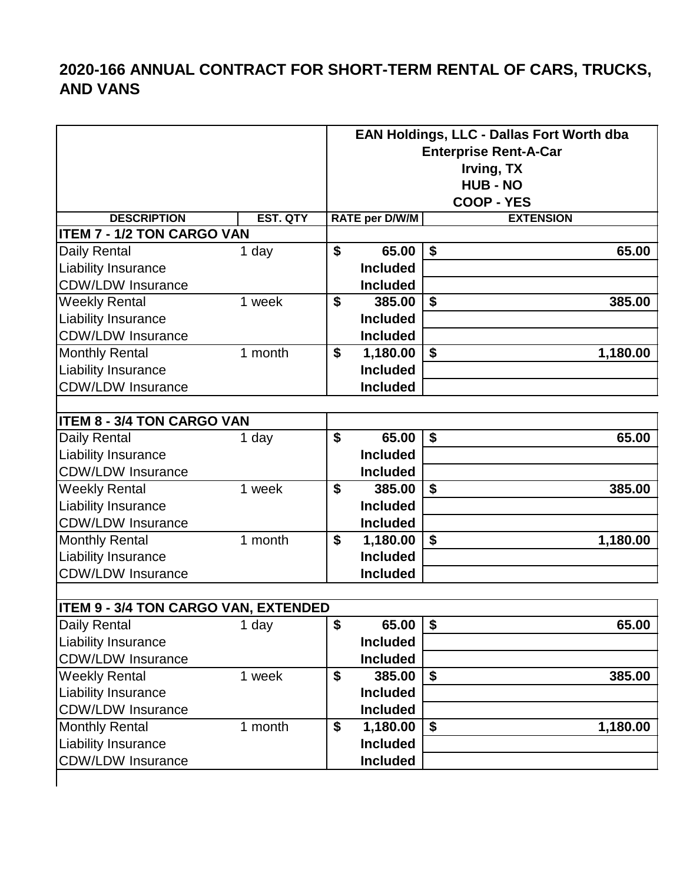## 2020-166 ANNUAL CONTRACT FOR SHORT-TERM RENTAL OF CARS, TRUCKS, AND VANS

| | | EAN Holdings, LLC - Dallas Fort Worth dba Enterprise Rent-A-Car Irving, TX HUB - NO COOP - YES | |
|---|---|---|---|
| **DESCRIPTION** | **EST. QTY** | **RATE per D/W/M** | **EXTENSION** |
| **ITEM 7 - 1/2 TON CARGO VAN** | | | |
| Daily Rental | 1 day | **$ 65.00** | **$ 65.00** |
| Liability Insurance | | **Included** | |
| CDW/LDW Insurance | | **Included** | |
| Weekly Rental | 1 week | **$ 385.00** | **$ 385.00** |
| Liability Insurance | | **Included** | |
| CDW/LDW Insurance | | **Included** | |
| Monthly Rental | 1 month | **$ 1,180.00** | **$ 1,180.00** |
| Liability Insurance | | **Included** | |
| CDW/LDW Insurance | | **Included** | |
| | | | |
| **ITEM 8 - 3/4 TON CARGO VAN** | | | |
| Daily Rental | 1 day | **$ 65.00** | **$ 65.00** |
| Liability Insurance | | **Included** | |
| CDW/LDW Insurance | | **Included** | |
| Weekly Rental | 1 week | **$ 385.00** | **$ 385.00** |
| Liability Insurance | | **Included** | |
| CDW/LDW Insurance | | **Included** | |
| Monthly Rental | 1 month | **$ 1,180.00** | **$ 1,180.00** |
| Liability Insurance | | **Included** | |
| CDW/LDW Insurance | | **Included** | |
| | | | |
| **ITEM 9 - 3/4 TON CARGO VAN, EXTENDED** | | | |
| Daily Rental | 1 day | **$ 65.00** | **$ 65.00** |
| Liability Insurance | | **Included** | |
| CDW/LDW Insurance | | **Included** | |
| Weekly Rental | 1 week | **$ 385.00** | **$ 385.00** |
| Liability Insurance | | **Included** | |
| CDW/LDW Insurance | | **Included** | |
| Monthly Rental | 1 month | **$ 1,180.00** | **$ 1,180.00** |
| Liability Insurance | | **Included** | |
| CDW/LDW Insurance | | **Included** | |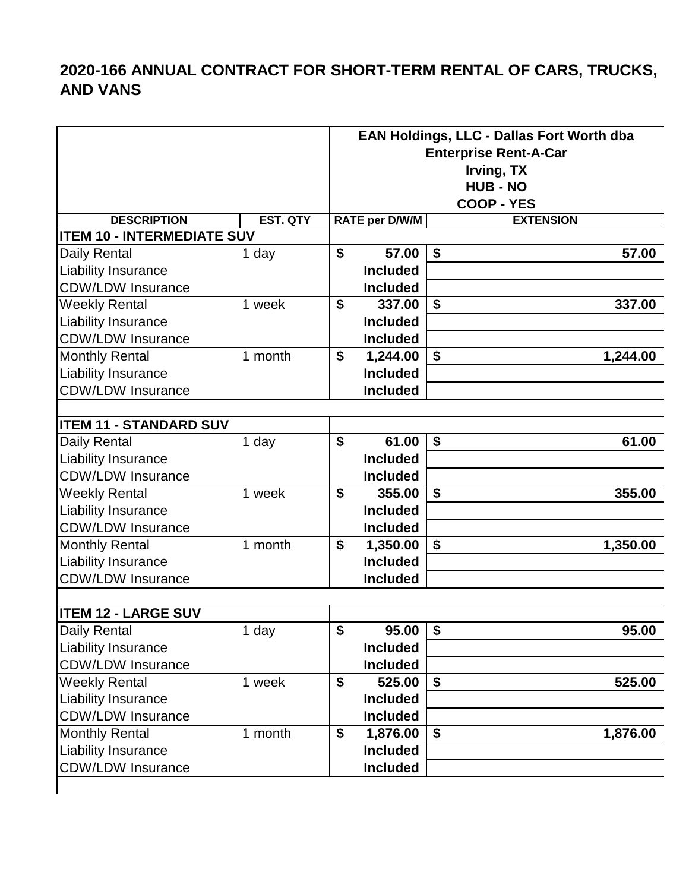## 2020-166 ANNUAL CONTRACT FOR SHORT-TERM RENTAL OF CARS, TRUCKS, AND VANS

| | | EAN Holdings, LLC - Dallas Fort Worth dba Enterprise Rent-A-Car Irving, TX HUB - NO COOP - YES | |
|---|---|---|---|
| **DESCRIPTION** | **EST. QTY** | **RATE per D/W/M** | **EXTENSION** |
| **ITEM 10 - INTERMEDIATE SUV** | | | |
| Daily Rental | 1 day | **$ 57.00** | **$ 57.00** |
| Liability Insurance | | **Included** | |
| CDW/LDW Insurance | | **Included** | |
| Weekly Rental | 1 week | **$ 337.00** | **$ 337.00** |
| Liability Insurance | | **Included** | |
| CDW/LDW Insurance | | **Included** | |
| Monthly Rental | 1 month | **$ 1,244.00** | **$ 1,244.00** |
| Liability Insurance | | **Included** | |
| CDW/LDW Insurance | | **Included** | |
| | | | |
| **ITEM 11 - STANDARD SUV** | | | |
| Daily Rental | 1 day | **$ 61.00** | **$ 61.00** |
| Liability Insurance | | **Included** | |
| CDW/LDW Insurance | | **Included** | |
| Weekly Rental | 1 week | **$ 355.00** | **$ 355.00** |
| Liability Insurance | | **Included** | |
| CDW/LDW Insurance | | **Included** | |
| Monthly Rental | 1 month | **$ 1,350.00** | **$ 1,350.00** |
| Liability Insurance | | **Included** | |
| CDW/LDW Insurance | | **Included** | |
| | | | |
| **ITEM 12 - LARGE SUV** | | | |
| Daily Rental | 1 day | **$ 95.00** | **$ 95.00** |
| Liability Insurance | | **Included** | |
| CDW/LDW Insurance | | **Included** | |
| Weekly Rental | 1 week | **$ 525.00** | **$ 525.00** |
| Liability Insurance | | **Included** | |
| CDW/LDW Insurance | | **Included** | |
| Monthly Rental | 1 month | **$ 1,876.00** | **$ 1,876.00** |
| Liability Insurance | | **Included** | |
| CDW/LDW Insurance | | **Included** | |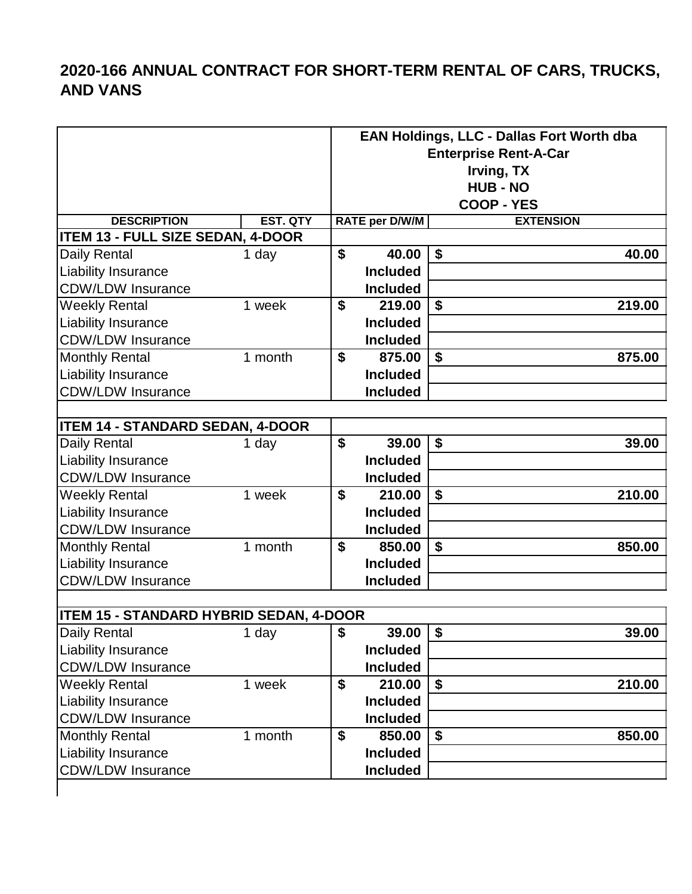## 2020-166 ANNUAL CONTRACT FOR SHORT-TERM RENTAL OF CARS, TRUCKS, AND VANS

| | | EAN Holdings, LLC - Dallas Fort Worth dba Enterprise Rent-A-Car Irving, TX HUB - NO COOP - YES | |
|---|---|---|---|
| **DESCRIPTION** | **EST. QTY** | **RATE per D/W/M** | **EXTENSION** |
| **ITEM 13 - FULL SIZE SEDAN, 4-DOOR** | | | |
| Daily Rental | 1 day | $ 40.00 | $ 40.00 |
| Liability Insurance | | Included | |
| CDW/LDW Insurance | | Included | |
| Weekly Rental | 1 week | $ 219.00 | $ 219.00 |
| Liability Insurance | | Included | |
| CDW/LDW Insurance | | Included | |
| Monthly Rental | 1 month | $ 875.00 | $ 875.00 |
| Liability Insurance | | Included | |
| CDW/LDW Insurance | | Included | |
| | | | |
| **ITEM 14 - STANDARD SEDAN, 4-DOOR** | | | |
| Daily Rental | 1 day | $ 39.00 | $ 39.00 |
| Liability Insurance | | Included | |
| CDW/LDW Insurance | | Included | |
| Weekly Rental | 1 week | $ 210.00 | $ 210.00 |
| Liability Insurance | | Included | |
| CDW/LDW Insurance | | Included | |
| Monthly Rental | 1 month | $ 850.00 | $ 850.00 |
| Liability Insurance | | Included | |
| CDW/LDW Insurance | | Included | |
| | | | |
| **ITEM 15 - STANDARD HYBRID SEDAN, 4-DOOR** | | | |
| Daily Rental | 1 day | $ 39.00 | $ 39.00 |
| Liability Insurance | | Included | |
| CDW/LDW Insurance | | Included | |
| Weekly Rental | 1 week | $ 210.00 | $ 210.00 |
| Liability Insurance | | Included | |
| CDW/LDW Insurance | | Included | |
| Monthly Rental | 1 month | $ 850.00 | $ 850.00 |
| Liability Insurance | | Included | |
| CDW/LDW Insurance | | Included | |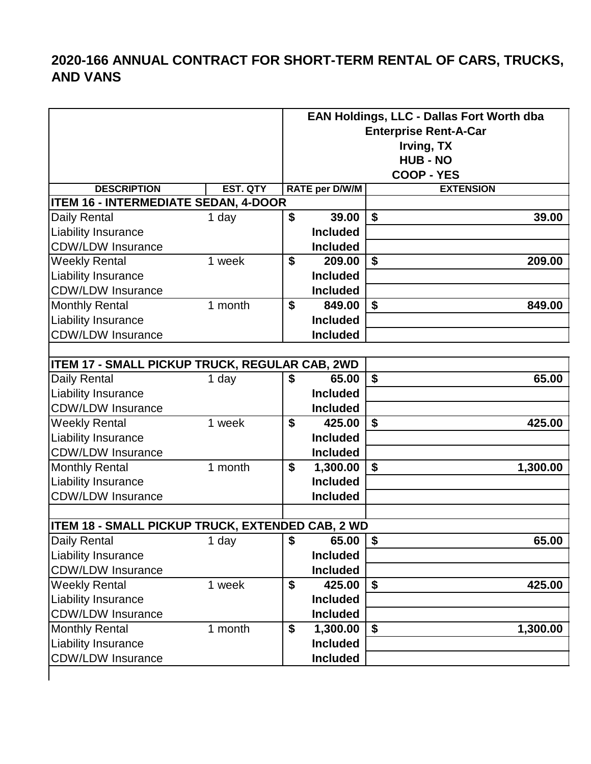## 2020-166 ANNUAL CONTRACT FOR SHORT-TERM RENTAL OF CARS, TRUCKS, AND VANS

| | | EAN Holdings, LLC - Dallas Fort Worth dba Enterprise Rent-A-Car Irving, TX HUB - NO COOP - YES | |
|---|---|---|---|
| **DESCRIPTION** | **EST. QTY** | **RATE per D/W/M** | **EXTENSION** |
| **ITEM 16 - INTERMEDIATE SEDAN, 4-DOOR** | | | |
| Daily Rental | 1 day | **$ 39.00** | **$ 39.00** |
| Liability Insurance | | **Included** | |
| CDW/LDW Insurance | | **Included** | |
| Weekly Rental | 1 week | **$ 209.00** | **$ 209.00** |
| Liability Insurance | | **Included** | |
| CDW/LDW Insurance | | **Included** | |
| Monthly Rental | 1 month | **$ 849.00** | **$ 849.00** |
| Liability Insurance | | **Included** | |
| CDW/LDW Insurance | | **Included** | |
| | | | |
| **ITEM 17 - SMALL PICKUP TRUCK, REGULAR CAB, 2WD** | | | |
| Daily Rental | 1 day | **$ 65.00** | **$ 65.00** |
| Liability Insurance | | **Included** | |
| CDW/LDW Insurance | | **Included** | |
| Weekly Rental | 1 week | **$ 425.00** | **$ 425.00** |
| Liability Insurance | | **Included** | |
| CDW/LDW Insurance | | **Included** | |
| Monthly Rental | 1 month | **$ 1,300.00** | **$ 1,300.00** |
| Liability Insurance | | **Included** | |
| CDW/LDW Insurance | | **Included** | |
| | | | |
| **ITEM 18 - SMALL PICKUP TRUCK, EXTENDED CAB, 2 WD** | | | |
| Daily Rental | 1 day | **$ 65.00** | **$ 65.00** |
| Liability Insurance | | **Included** | |
| CDW/LDW Insurance | | **Included** | |
| Weekly Rental | 1 week | **$ 425.00** | **$ 425.00** |
| Liability Insurance | | **Included** | |
| CDW/LDW Insurance | | **Included** | |
| Monthly Rental | 1 month | **$ 1,300.00** | **$ 1,300.00** |
| Liability Insurance | | **Included** | |
| CDW/LDW Insurance | | **Included** | |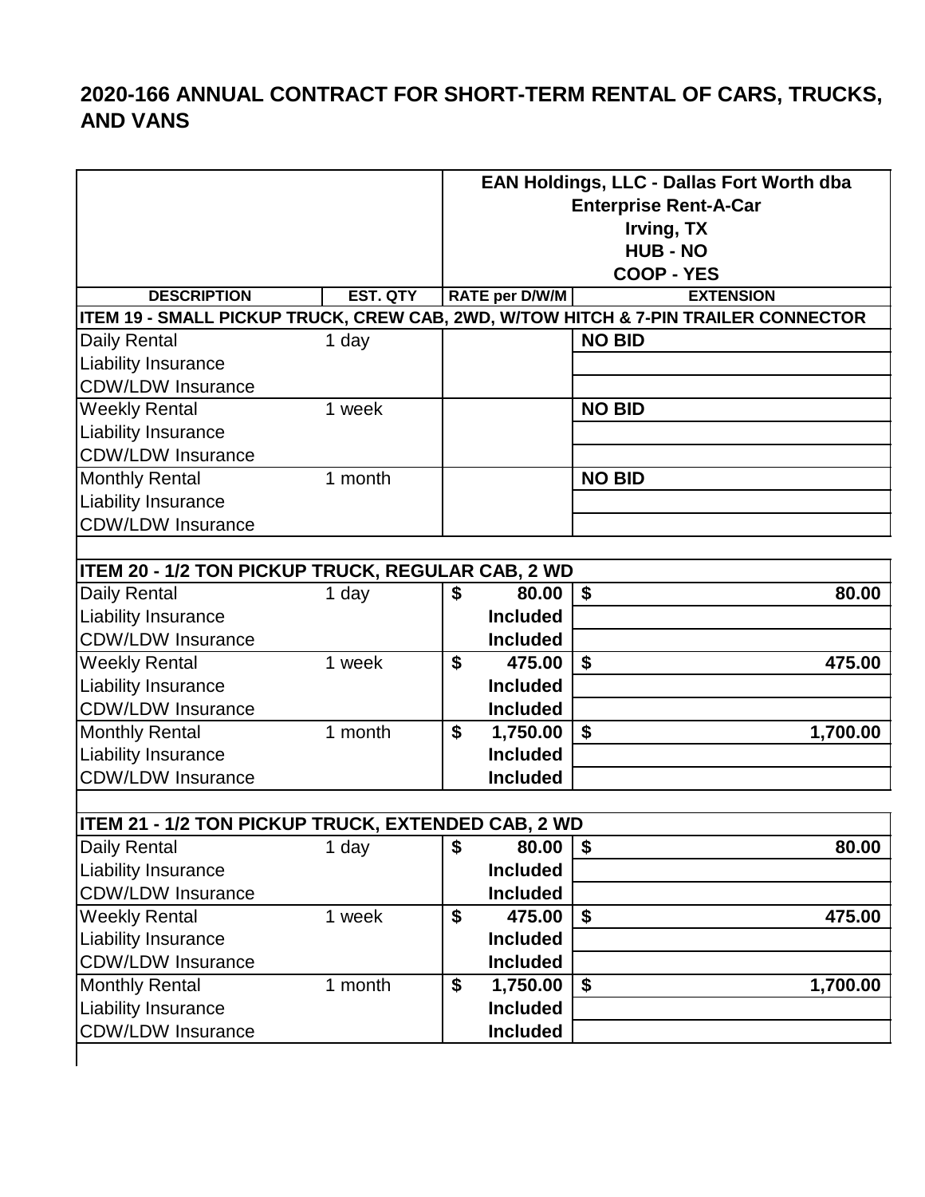## 2020-166 ANNUAL CONTRACT FOR SHORT-TERM RENTAL OF CARS, TRUCKS, AND VANS

| | | EAN Holdings, LLC - Dallas Fort Worth dba Enterprise Rent-A-Car Irving, TX HUB - NO COOP - YES | |
|---|---|---|---|
| **DESCRIPTION** | **EST. QTY** | **RATE per D/W/M** | **EXTENSION** |
| **ITEM 19 - SMALL PICKUP TRUCK, CREW CAB, 2WD, W/TOW HITCH & 7-PIN TRAILER CONNECTOR** | | | |
| Daily Rental | 1 day | | **NO BID** |
| Liability Insurance | | | |
| CDW/LDW Insurance | | | |
| Weekly Rental | 1 week | | **NO BID** |
| Liability Insurance | | | |
| CDW/LDW Insurance | | | |
| Monthly Rental | 1 month | | **NO BID** |
| Liability Insurance | | | |
| CDW/LDW Insurance | | | |
| | | | |
| **ITEM 20 - 1/2 TON PICKUP TRUCK, REGULAR CAB, 2 WD** | | | |
| Daily Rental | 1 day | **$ 80.00** | **$ 80.00** |
| Liability Insurance | | **Included** | |
| CDW/LDW Insurance | | **Included** | |
| Weekly Rental | 1 week | **$ 475.00** | **$ 475.00** |
| Liability Insurance | | **Included** | |
| CDW/LDW Insurance | | **Included** | |
| Monthly Rental | 1 month | **$ 1,750.00** | **$ 1,700.00** |
| Liability Insurance | | **Included** | |
| CDW/LDW Insurance | | **Included** | |
| | | | |
| **ITEM 21 - 1/2 TON PICKUP TRUCK, EXTENDED CAB, 2 WD** | | | |
| Daily Rental | 1 day | **$ 80.00** | **$ 80.00** |
| Liability Insurance | | **Included** | |
| CDW/LDW Insurance | | **Included** | |
| Weekly Rental | 1 week | **$ 475.00** | **$ 475.00** |
| Liability Insurance | | **Included** | |
| CDW/LDW Insurance | | **Included** | |
| Monthly Rental | 1 month | **$ 1,750.00** | **$ 1,700.00** |
| Liability Insurance | | **Included** | |
| CDW/LDW Insurance | | **Included** | |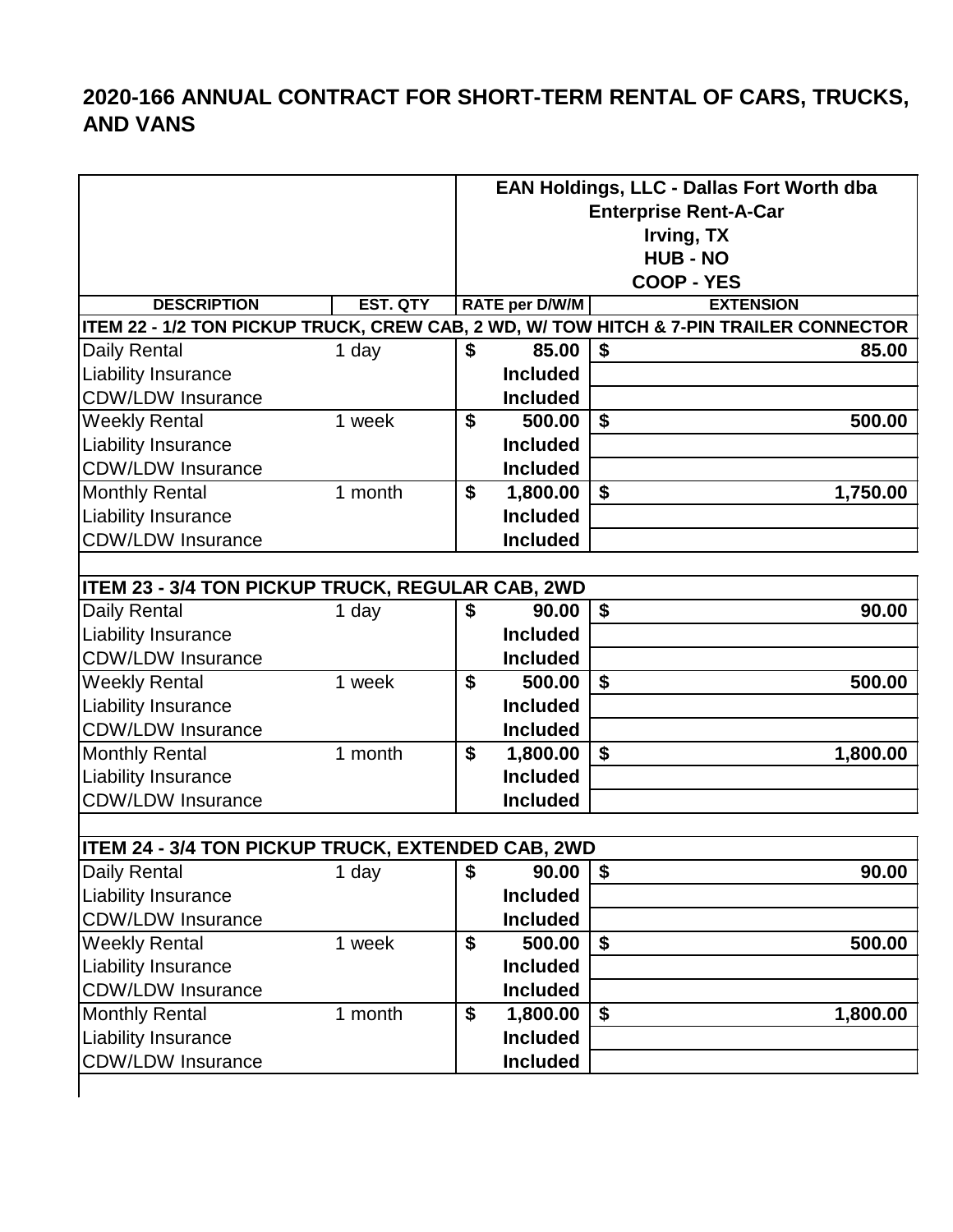## 2020-166 ANNUAL CONTRACT FOR SHORT-TERM RENTAL OF CARS, TRUCKS, AND VANS

| | | EAN Holdings, LLC - Dallas Fort Worth dba Enterprise Rent-A-Car Irving, TX HUB - NO COOP - YES | |
|---|---|---|---|
| **DESCRIPTION** | **EST. QTY** | **RATE per D/W/M** | **EXTENSION** |
| **ITEM 22 - 1/2 TON PICKUP TRUCK, CREW CAB, 2 WD, W/ TOW HITCH & 7-PIN TRAILER CONNECTOR** | | | |
| Daily Rental | 1 day | $ 85.00 | $ 85.00 |
| Liability Insurance | | Included | |
| CDW/LDW Insurance | | Included | |
| Weekly Rental | 1 week | $ 500.00 | $ 500.00 |
| Liability Insurance | | Included | |
| CDW/LDW Insurance | | Included | |
| Monthly Rental | 1 month | $ 1,800.00 | $ 1,750.00 |
| Liability Insurance | | Included | |
| CDW/LDW Insurance | | Included | |
| | | | |
| **ITEM 23 - 3/4 TON PICKUP TRUCK, REGULAR CAB, 2WD** | | | |
| Daily Rental | 1 day | $ 90.00 | $ 90.00 |
| Liability Insurance | | Included | |
| CDW/LDW Insurance | | Included | |
| Weekly Rental | 1 week | $ 500.00 | $ 500.00 |
| Liability Insurance | | Included | |
| CDW/LDW Insurance | | Included | |
| Monthly Rental | 1 month | $ 1,800.00 | $ 1,800.00 |
| Liability Insurance | | Included | |
| CDW/LDW Insurance | | Included | |
| | | | |
| **ITEM 24 - 3/4 TON PICKUP TRUCK, EXTENDED CAB, 2WD** | | | |
| Daily Rental | 1 day | $ 90.00 | $ 90.00 |
| Liability Insurance | | Included | |
| CDW/LDW Insurance | | Included | |
| Weekly Rental | 1 week | $ 500.00 | $ 500.00 |
| Liability Insurance | | Included | |
| CDW/LDW Insurance | | Included | |
| Monthly Rental | 1 month | $ 1,800.00 | $ 1,800.00 |
| Liability Insurance | | Included | |
| CDW/LDW Insurance | | Included | |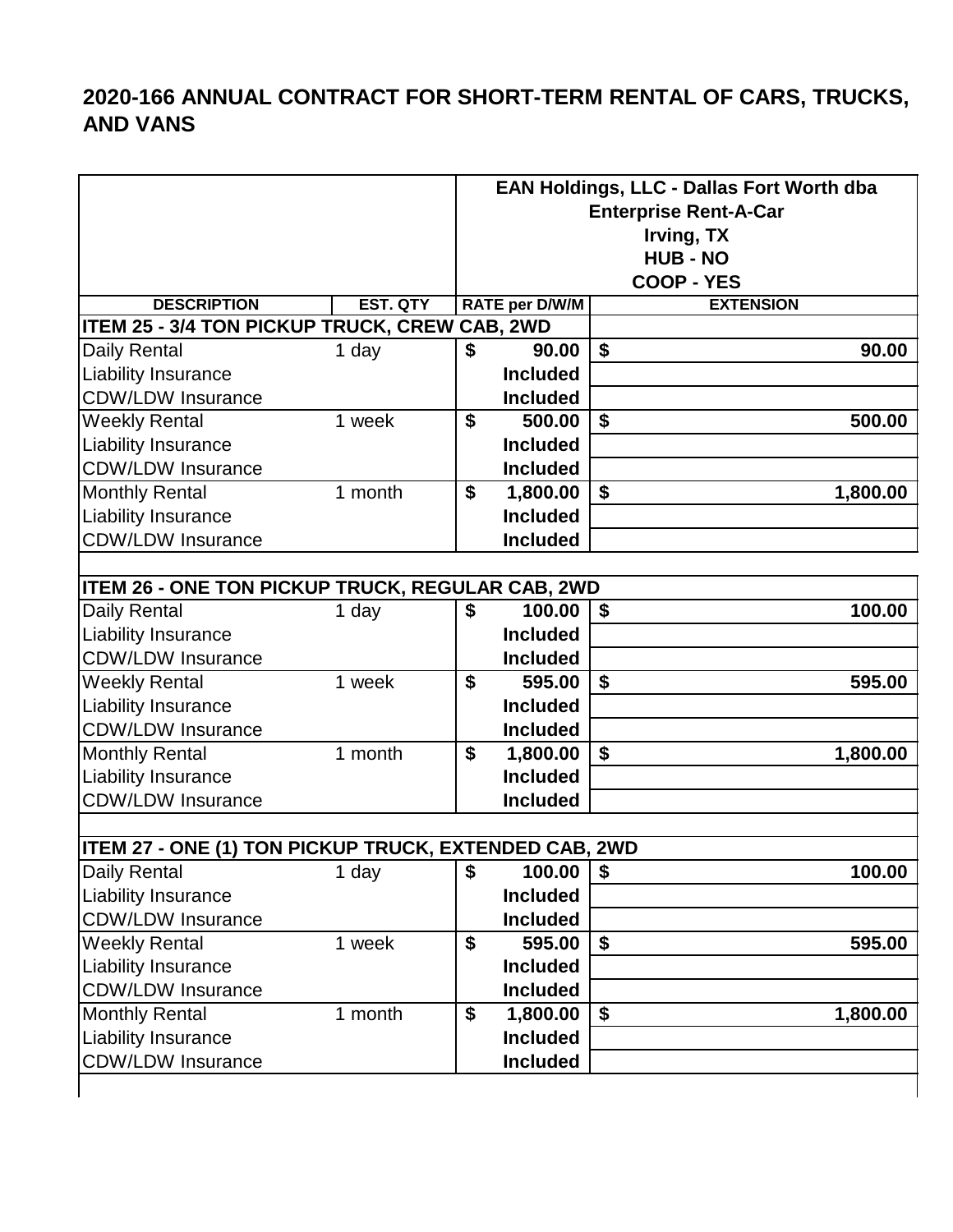## 2020-166 ANNUAL CONTRACT FOR SHORT-TERM RENTAL OF CARS, TRUCKS, AND VANS

| | | EAN Holdings, LLC - Dallas Fort Worth dba Enterprise Rent-A-Car Irving, TX HUB - NO COOP - YES | |
|---|---|---|---|
| **DESCRIPTION** | **EST. QTY** | **RATE per D/W/M** | **EXTENSION** |
| **ITEM 25 - 3/4 TON PICKUP TRUCK, CREW CAB, 2WD** | | | |
| Daily Rental | 1 day | **$ 90.00** | **$ 90.00** |
| Liability Insurance | | **Included** | |
| CDW/LDW Insurance | | **Included** | |
| Weekly Rental | 1 week | **$ 500.00** | **$ 500.00** |
| Liability Insurance | | **Included** | |
| CDW/LDW Insurance | | **Included** | |
| Monthly Rental | 1 month | **$ 1,800.00** | **$ 1,800.00** |
| Liability Insurance | | **Included** | |
| CDW/LDW Insurance | | **Included** | |
| | | | |
| **ITEM 26 - ONE TON PICKUP TRUCK, REGULAR CAB, 2WD** | | | |
| Daily Rental | 1 day | **$ 100.00** | **$ 100.00** |
| Liability Insurance | | **Included** | |
| CDW/LDW Insurance | | **Included** | |
| Weekly Rental | 1 week | **$ 595.00** | **$ 595.00** |
| Liability Insurance | | **Included** | |
| CDW/LDW Insurance | | **Included** | |
| Monthly Rental | 1 month | **$ 1,800.00** | **$ 1,800.00** |
| Liability Insurance | | **Included** | |
| CDW/LDW Insurance | | **Included** | |
| | | | |
| **ITEM 27 - ONE (1) TON PICKUP TRUCK, EXTENDED CAB, 2WD** | | | |
| Daily Rental | 1 day | **$ 100.00** | **$ 100.00** |
| Liability Insurance | | **Included** | |
| CDW/LDW Insurance | | **Included** | |
| Weekly Rental | 1 week | **$ 595.00** | **$ 595.00** |
| Liability Insurance | | **Included** | |
| CDW/LDW Insurance | | **Included** | |
| Monthly Rental | 1 month | **$ 1,800.00** | **$ 1,800.00** |
| Liability Insurance | | **Included** | |
| CDW/LDW Insurance | | **Included** | |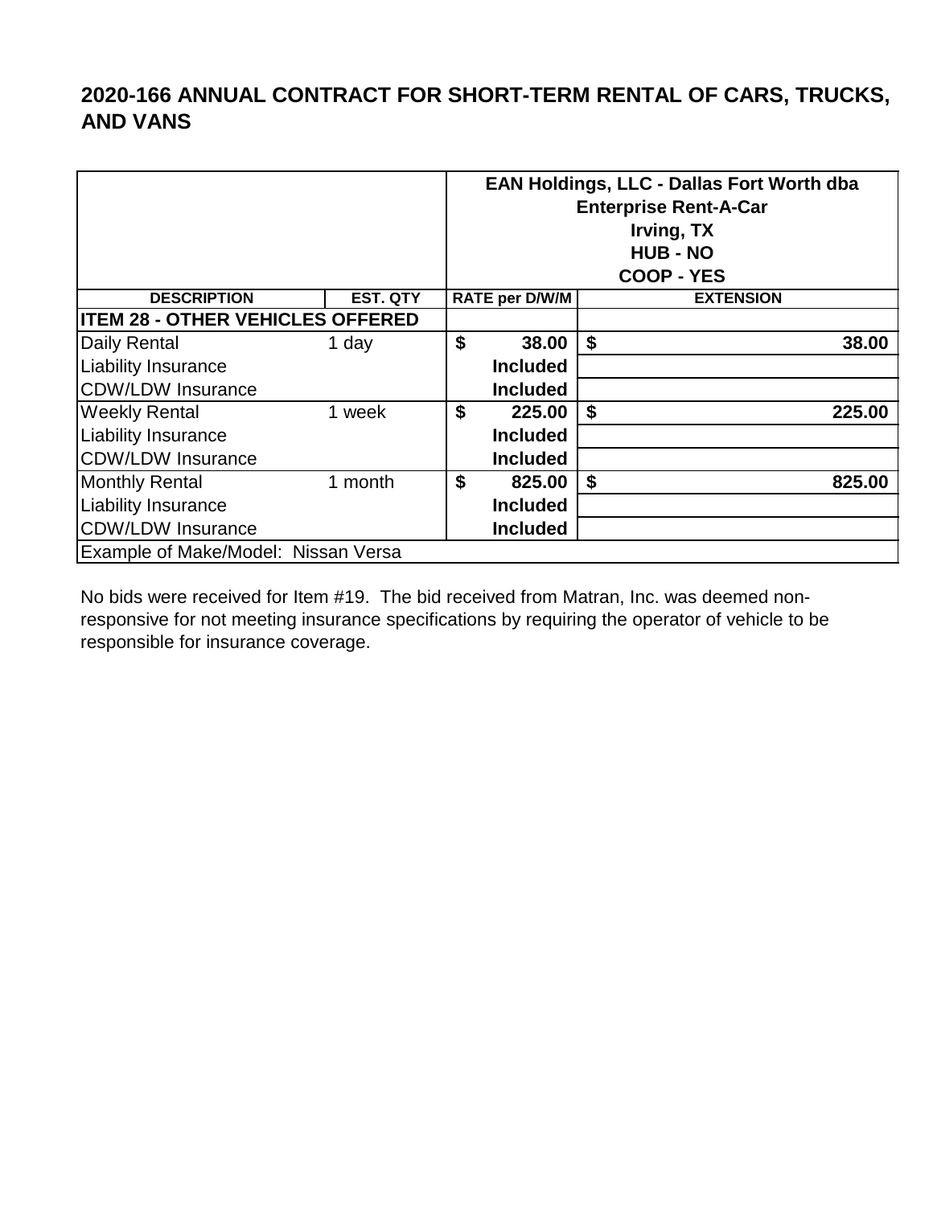## 2020-166 ANNUAL CONTRACT FOR SHORT-TERM RENTAL OF CARS, TRUCKS, AND VANS

| | | EAN Holdings, LLC - Dallas Fort Worth dba Enterprise Rent-A-Car Irving, TX HUB - NO COOP - YES | |
|---|---|---|---|
| **DESCRIPTION** | **EST. QTY** | **RATE per D/W/M** | **EXTENSION** |
| **ITEM 28 - OTHER VEHICLES OFFERED** | | | |
| Daily Rental | 1 day | **$ 38.00** | **$ 38.00** |
| Liability Insurance | | **Included** | |
| CDW/LDW Insurance | | **Included** | |
| Weekly Rental | 1 week | **$ 225.00** | **$ 225.00** |
| Liability Insurance | | **Included** | |
| CDW/LDW Insurance | | **Included** | |
| Monthly Rental | 1 month | **$ 825.00** | **$ 825.00** |
| Liability Insurance | | **Included** | |
| CDW/LDW Insurance | | **Included** | |
| Example of Make/Model: Nissan Versa | | | |

No bids were received for Item #19. The bid received from Matran, Inc. was deemed non-responsive for not meeting insurance specifications by requiring the operator of vehicle to be responsible for insurance coverage.